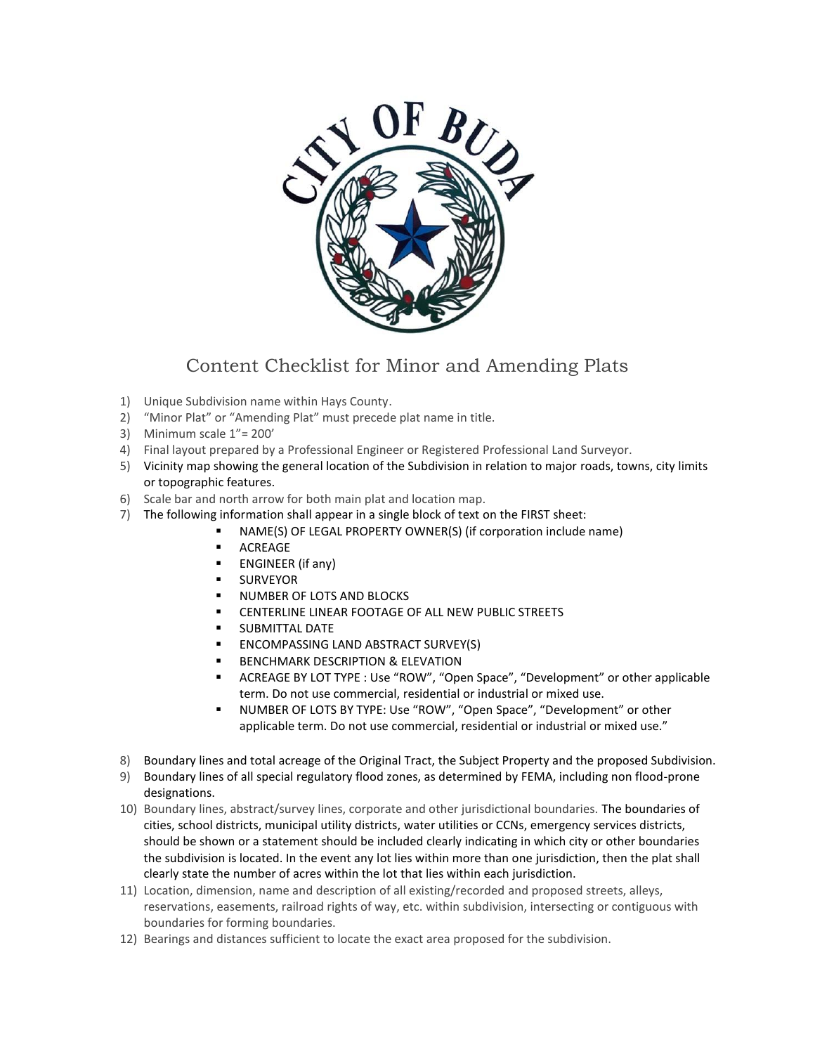# Content Checklist for Minor and Amending Plats

1) Unique Subdivision name within Hays County.
2) "Minor Plat" or "Amending Plat" must precede plat name in title.
3) Minimum scale 1"= 200'
4) Final layout prepared by a Professional Engineer or Registered Professional Land Surveyor.
5) Vicinity map showing the general location of the Subdivision in relation to major roads, towns, city limits or topographic features.
6) Scale bar and north arrow for both main plat and location map.
7) The following information shall appear in a single block of text on the FIRST sheet:
   - NAME(S) OF LEGAL PROPERTY OWNER(S) (if corporation include name)
   - ACREAGE
   - ENGINEER (if any)
   - SURVEYOR
   - NUMBER OF LOTS AND BLOCKS
   - CENTERLINE LINEAR FOOTAGE OF ALL NEW PUBLIC STREETS
   - SUBMITTAL DATE
   - ENCOMPASSING LAND ABSTRACT SURVEY(S)
   - BENCHMARK DESCRIPTION & ELEVATION
   - ACREAGE BY LOT TYPE : Use "ROW", "Open Space", "Development" or other applicable term. Do not use commercial, residential or industrial or mixed use.
   - NUMBER OF LOTS BY TYPE: Use "ROW", "Open Space", "Development" or other applicable term. Do not use commercial, residential or industrial or mixed use."
8) Boundary lines and total acreage of the Original Tract, the Subject Property and the proposed Subdivision.
9) Boundary lines of all special regulatory flood zones, as determined by FEMA, including non flood-prone designations.
10) Boundary lines, abstract/survey lines, corporate and other jurisdictional boundaries. The boundaries of cities, school districts, municipal utility districts, water utilities or CCNs, emergency services districts, should be shown or a statement should be included clearly indicating in which city or other boundaries the subdivision is located. In the event any lot lies within more than one jurisdiction, then the plat shall clearly state the number of acres within the lot that lies within each jurisdiction.
11) Location, dimension, name and description of all existing/recorded and proposed streets, alleys, reservations, easements, railroad rights of way, etc. within subdivision, intersecting or contiguous with boundaries for forming boundaries.
12) Bearings and distances sufficient to locate the exact area proposed for the subdivision.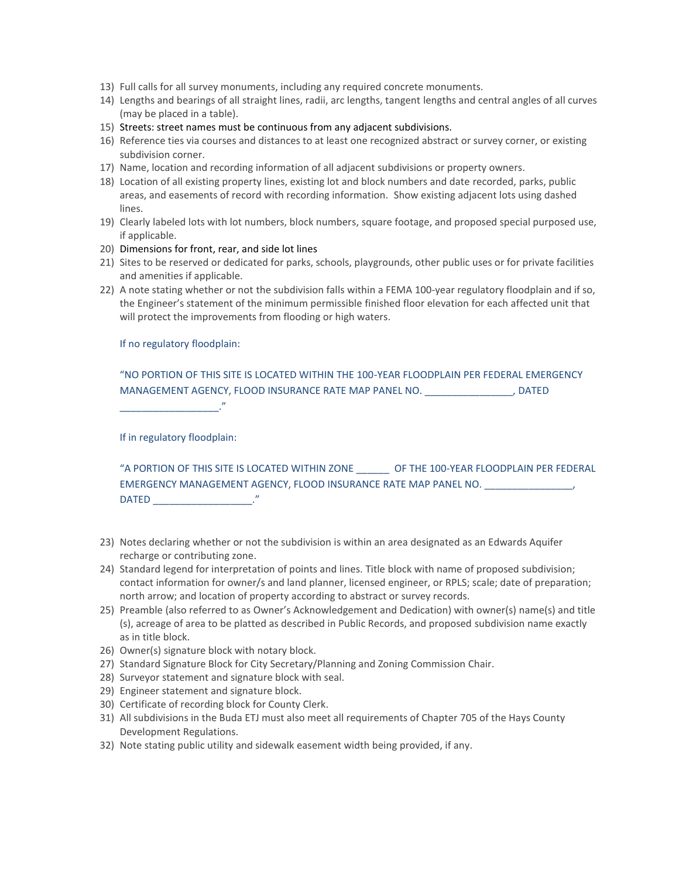13) Full calls for all survey monuments, including any required concrete monuments.
14) Lengths and bearings of all straight lines, radii, arc lengths, tangent lengths and central angles of all curves (may be placed in a table).
15) Streets: street names must be continuous from any adjacent subdivisions.
16) Reference ties via courses and distances to at least one recognized abstract or survey corner, or existing subdivision corner.
17) Name, location and recording information of all adjacent subdivisions or property owners.
18) Location of all existing property lines, existing lot and block numbers and date recorded, parks, public areas, and easements of record with recording information. Show existing adjacent lots using dashed lines.
19) Clearly labeled lots with lot numbers, block numbers, square footage, and proposed special purposed use, if applicable.
20) Dimensions for front, rear, and side lot lines
21) Sites to be reserved or dedicated for parks, schools, playgrounds, other public uses or for private facilities and amenities if applicable.
22) A note stating whether or not the subdivision falls within a FEMA 100-year regulatory floodplain and if so, the Engineer's statement of the minimum permissible finished floor elevation for each affected unit that will protect the improvements from flooding or high waters.

    If no regulatory floodplain:

    "NO PORTION OF THIS SITE IS LOCATED WITHIN THE 100-YEAR FLOODPLAIN PER FEDERAL EMERGENCY MANAGEMENT AGENCY, FLOOD INSURANCE RATE MAP PANEL NO. ________________, DATED __________________."

    If in regulatory floodplain:

    "A PORTION OF THIS SITE IS LOCATED WITHIN ZONE ______ OF THE 100-YEAR FLOODPLAIN PER FEDERAL EMERGENCY MANAGEMENT AGENCY, FLOOD INSURANCE RATE MAP PANEL NO. ________________, DATED __________________."

23) Notes declaring whether or not the subdivision is within an area designated as an Edwards Aquifer recharge or contributing zone.
24) Standard legend for interpretation of points and lines. Title block with name of proposed subdivision; contact information for owner/s and land planner, licensed engineer, or RPLS; scale; date of preparation; north arrow; and location of property according to abstract or survey records.
25) Preamble (also referred to as Owner's Acknowledgement and Dedication) with owner(s) name(s) and title (s), acreage of area to be platted as described in Public Records, and proposed subdivision name exactly as in title block.
26) Owner(s) signature block with notary block.
27) Standard Signature Block for City Secretary/Planning and Zoning Commission Chair.
28) Surveyor statement and signature block with seal.
29) Engineer statement and signature block.
30) Certificate of recording block for County Clerk.
31) All subdivisions in the Buda ETJ must also meet all requirements of Chapter 705 of the Hays County Development Regulations.
32) Note stating public utility and sidewalk easement width being provided, if any.